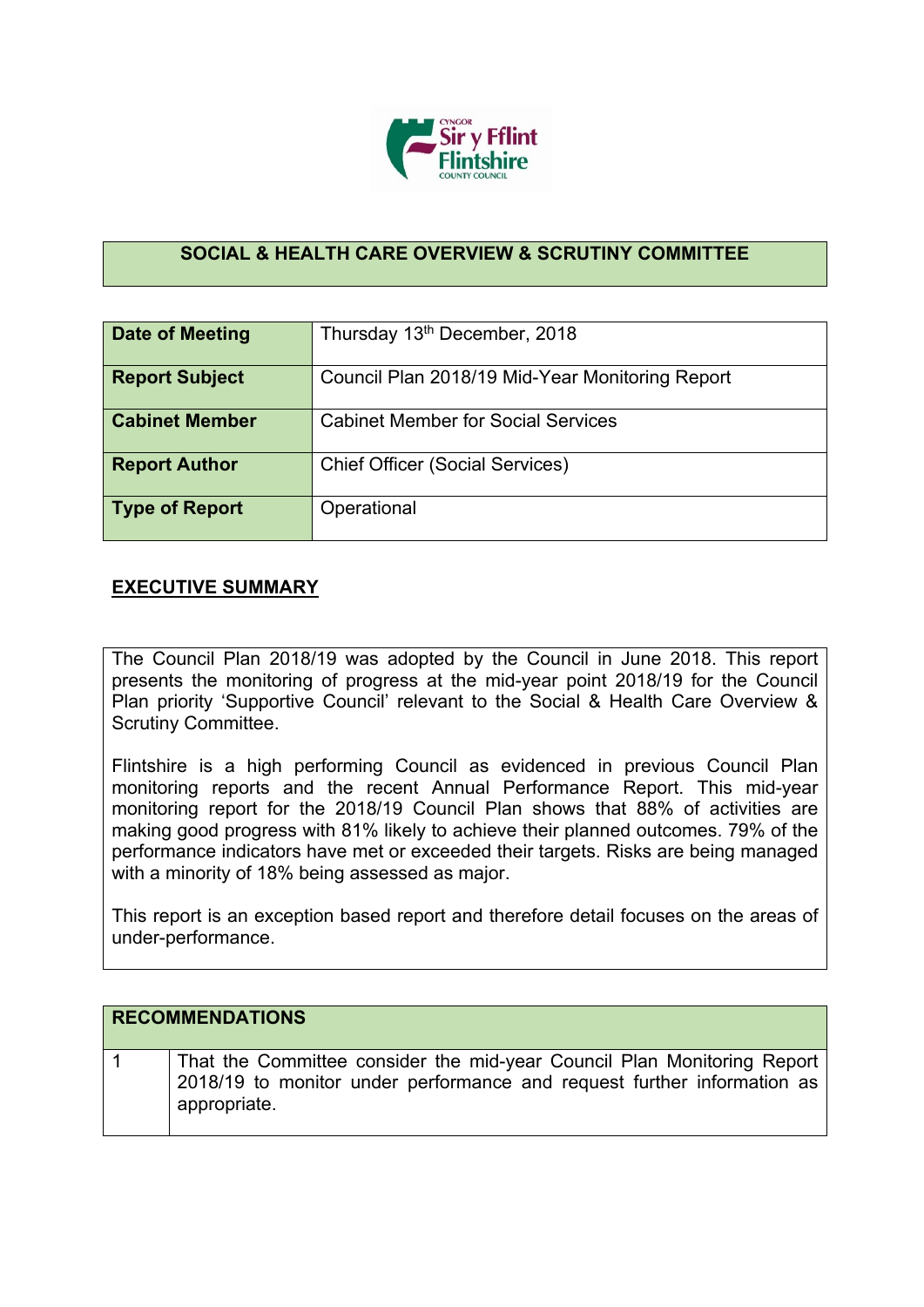## SOCIAL & HEALTH CARE OVERVIEW & SCRUTINY COMMITTEE

| | |
|---|---|
| **Date of Meeting** | Thursday 13th December, 2018 |
| **Report Subject** | Council Plan 2018/19 Mid-Year Monitoring Report |
| **Cabinet Member** | Cabinet Member for Social Services |
| **Report Author** | Chief Officer (Social Services) |
| **Type of Report** | Operational |

## EXECUTIVE SUMMARY

The Council Plan 2018/19 was adopted by the Council in June 2018. This report presents the monitoring of progress at the mid-year point 2018/19 for the Council Plan priority 'Supportive Council' relevant to the Social & Health Care Overview & Scrutiny Committee.

Flintshire is a high performing Council as evidenced in previous Council Plan monitoring reports and the recent Annual Performance Report. This mid-year monitoring report for the 2018/19 Council Plan shows that 88% of activities are making good progress with 81% likely to achieve their planned outcomes. 79% of the performance indicators have met or exceeded their targets. Risks are being managed with a minority of 18% being assessed as major.

This report is an exception based report and therefore detail focuses on the areas of under-performance.

| RECOMMENDATIONS | |
|---|---|
| 1 | That the Committee consider the mid-year Council Plan Monitoring Report 2018/19 to monitor under performance and request further information as appropriate. |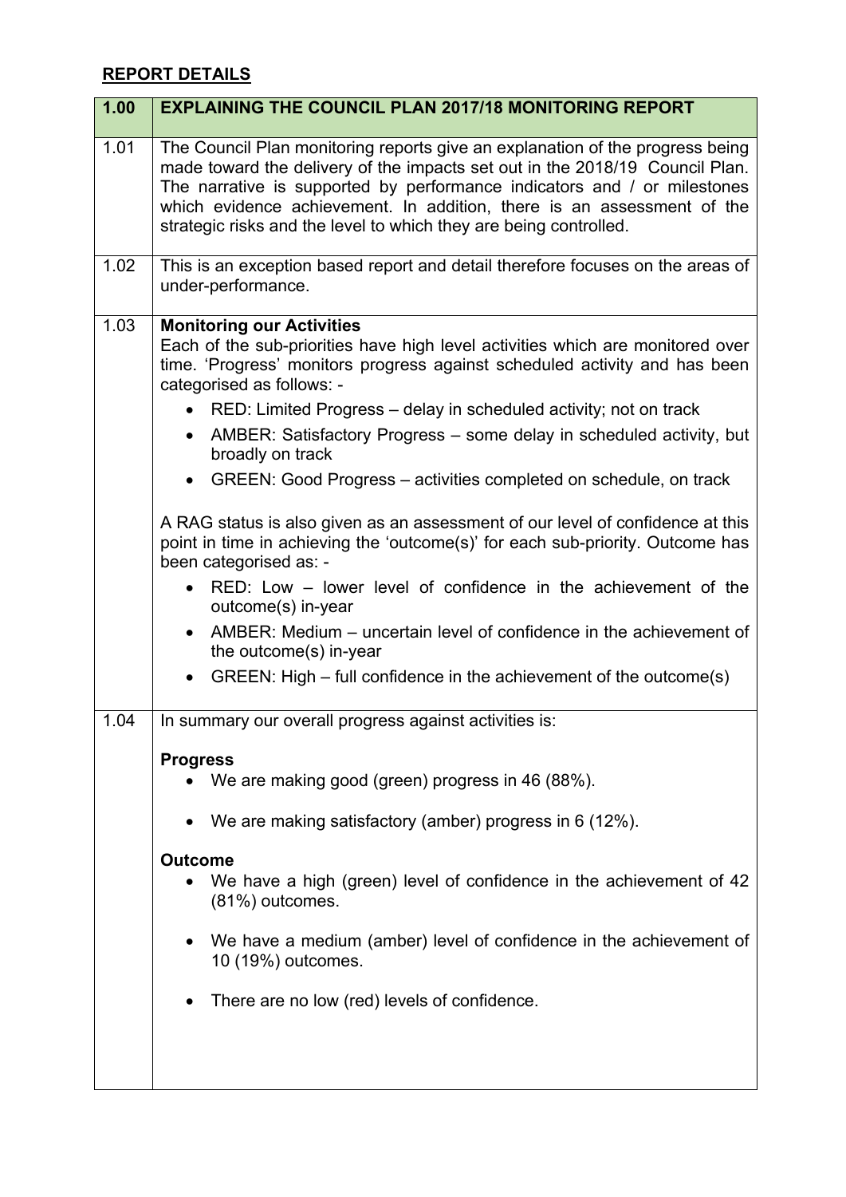## REPORT DETAILS

| 1.00 | EXPLAINING THE COUNCIL PLAN 2017/18 MONITORING REPORT |
|---|---|
| 1.01 | The Council Plan monitoring reports give an explanation of the progress being made toward the delivery of the impacts set out in the 2018/19 Council Plan. The narrative is supported by performance indicators and / or milestones which evidence achievement. In addition, there is an assessment of the strategic risks and the level to which they are being controlled. |
| 1.02 | This is an exception based report and detail therefore focuses on the areas of under-performance. |
| 1.03 | **Monitoring our Activities**<br>Each of the sub-priorities have high level activities which are monitored over time. 'Progress' monitors progress against scheduled activity and has been categorised as follows: -<br>• RED: Limited Progress – delay in scheduled activity; not on track<br>• AMBER: Satisfactory Progress – some delay in scheduled activity, but broadly on track<br>• GREEN: Good Progress – activities completed on schedule, on track<br><br>A RAG status is also given as an assessment of our level of confidence at this point in time in achieving the 'outcome(s)' for each sub-priority. Outcome has been categorised as: -<br>• RED: Low – lower level of confidence in the achievement of the outcome(s) in-year<br>• AMBER: Medium – uncertain level of confidence in the achievement of the outcome(s) in-year<br>• GREEN: High – full confidence in the achievement of the outcome(s) |
| 1.04 | In summary our overall progress against activities is:<br><br>**Progress**<br>• We are making good (green) progress in 46 (88%).<br>• We are making satisfactory (amber) progress in 6 (12%).<br><br>**Outcome**<br>• We have a high (green) level of confidence in the achievement of 42 (81%) outcomes.<br>• We have a medium (amber) level of confidence in the achievement of 10 (19%) outcomes.<br>• There are no low (red) levels of confidence. |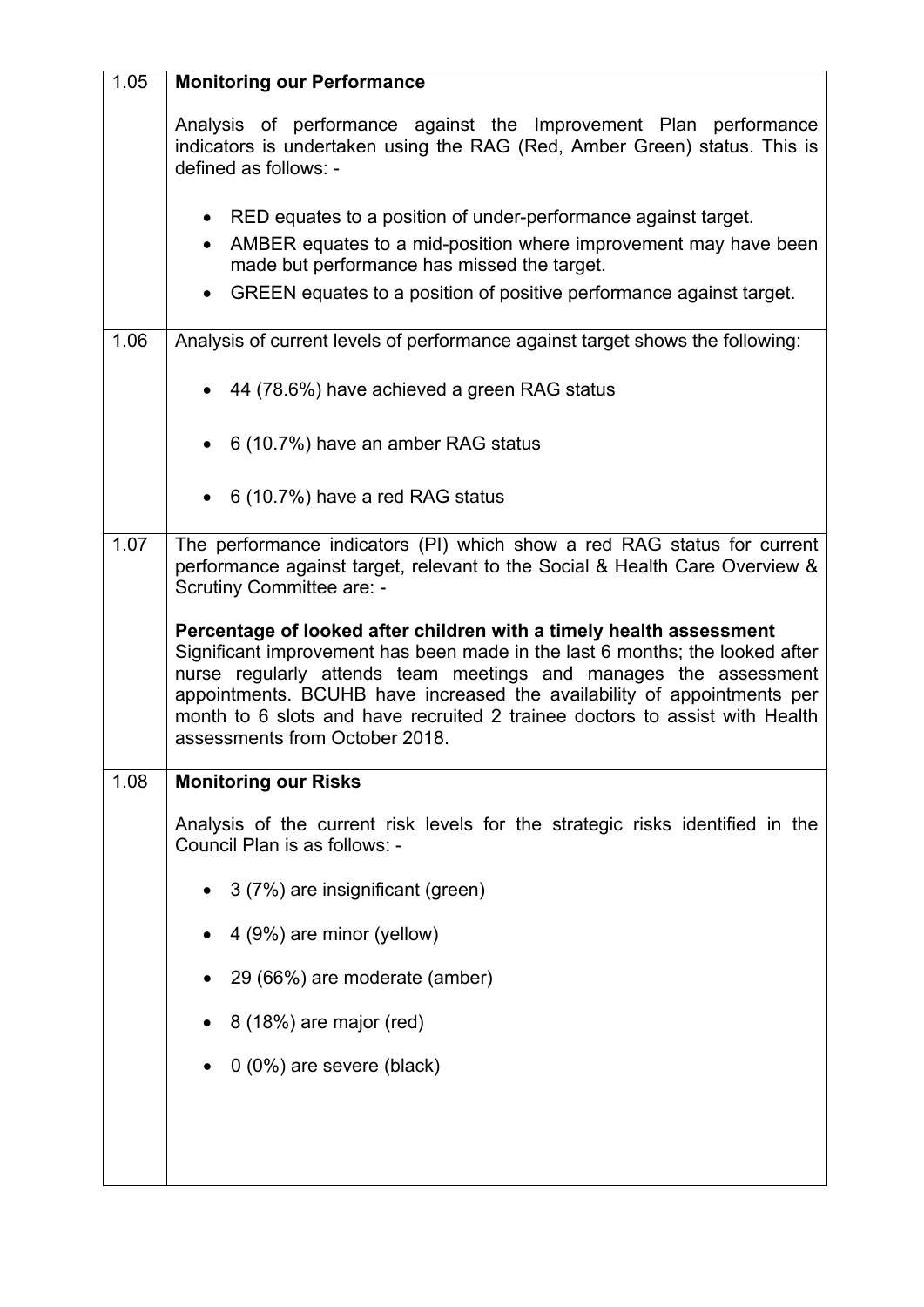| | |
|---|---|
| 1.05 | **Monitoring our Performance**<br><br>Analysis of performance against the Improvement Plan performance indicators is undertaken using the RAG (Red, Amber Green) status. This is defined as follows: -<br><br>• RED equates to a position of under-performance against target.<br>• AMBER equates to a mid-position where improvement may have been made but performance has missed the target.<br>• GREEN equates to a position of positive performance against target. |
| 1.06 | Analysis of current levels of performance against target shows the following:<br><br>• 44 (78.6%) have achieved a green RAG status<br><br>• 6 (10.7%) have an amber RAG status<br><br>• 6 (10.7%) have a red RAG status |
| 1.07 | The performance indicators (PI) which show a red RAG status for current performance against target, relevant to the Social & Health Care Overview & Scrutiny Committee are: -<br><br>**Percentage of looked after children with a timely health assessment**<br>Significant improvement has been made in the last 6 months; the looked after nurse regularly attends team meetings and manages the assessment appointments. BCUHB have increased the availability of appointments per month to 6 slots and have recruited 2 trainee doctors to assist with Health assessments from October 2018. |
| 1.08 | **Monitoring our Risks**<br><br>Analysis of the current risk levels for the strategic risks identified in the Council Plan is as follows: -<br><br>• 3 (7%) are insignificant (green)<br><br>• 4 (9%) are minor (yellow)<br><br>• 29 (66%) are moderate (amber)<br><br>• 8 (18%) are major (red)<br><br>• 0 (0%) are severe (black) |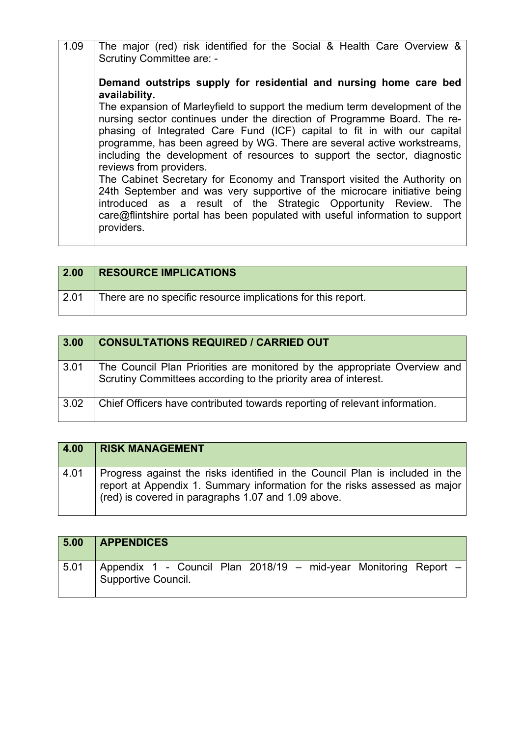| 1.09 | The major (red) risk identified for the Social & Health Care Overview & Scrutiny Committee are: -<br><br>**Demand outstrips supply for residential and nursing home care bed availability.**<br>The expansion of Marleyfield to support the medium term development of the nursing sector continues under the direction of Programme Board. The re-phasing of Integrated Care Fund (ICF) capital to fit in with our capital programme, has been agreed by WG. There are several active workstreams, including the development of resources to support the sector, diagnostic reviews from providers.<br>The Cabinet Secretary for Economy and Transport visited the Authority on 24th September and was very supportive of the microcare initiative being introduced as a result of the Strategic Opportunity Review. The care@flintshire portal has been populated with useful information to support providers. |
|---|---|

| 2.00 | RESOURCE IMPLICATIONS |
|---|---|
| 2.01 | There are no specific resource implications for this report. |

| 3.00 | CONSULTATIONS REQUIRED / CARRIED OUT |
|---|---|
| 3.01 | The Council Plan Priorities are monitored by the appropriate Overview and Scrutiny Committees according to the priority area of interest. |
| 3.02 | Chief Officers have contributed towards reporting of relevant information. |

| 4.00 | RISK MANAGEMENT |
|---|---|
| 4.01 | Progress against the risks identified in the Council Plan is included in the report at Appendix 1. Summary information for the risks assessed as major (red) is covered in paragraphs 1.07 and 1.09 above. |

| 5.00 | APPENDICES |
|---|---|
| 5.01 | Appendix 1 - Council Plan 2018/19 – mid-year Monitoring Report – Supportive Council. |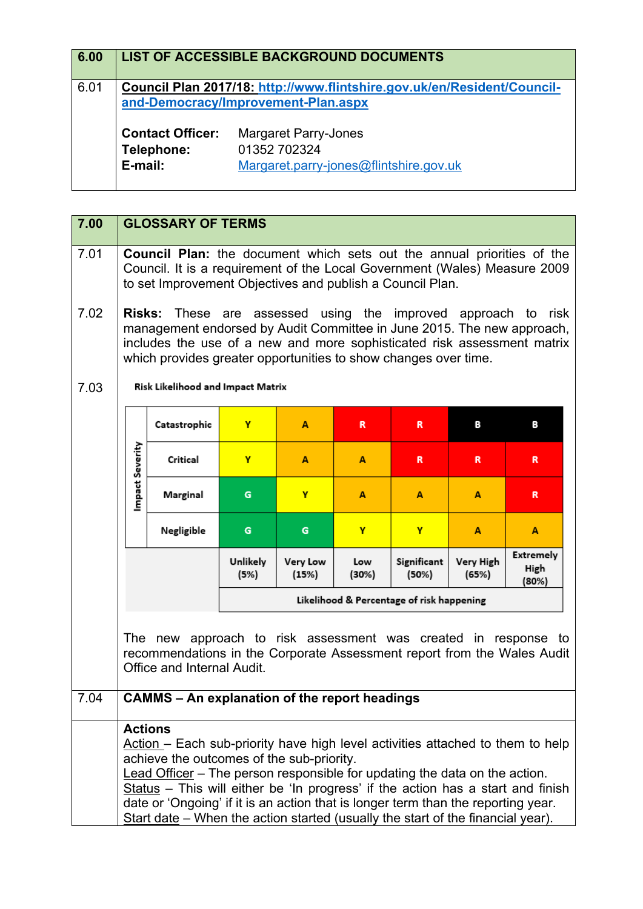| 6.00 | LIST OF ACCESSIBLE BACKGROUND DOCUMENTS |
|---|---|
| 6.01 | **Council Plan 2017/18: http://www.flintshire.gov.uk/en/Resident/Council-and-Democracy/Improvement-Plan.aspx**<br><br>**Contact Officer:** Margaret Parry-Jones<br>**Telephone:** 01352 702324<br>**E-mail:** Margaret.parry-jones@flintshire.gov.uk |

| 7.00 | GLOSSARY OF TERMS |
|---|---|
| 7.01 | **Council Plan:** the document which sets out the annual priorities of the Council. It is a requirement of the Local Government (Wales) Measure 2009 to set Improvement Objectives and publish a Council Plan. |
| 7.02 | **Risks:** These are assessed using the improved approach to risk management endorsed by Audit Committee in June 2015. The new approach, includes the use of a new and more sophisticated risk assessment matrix which provides greater opportunities to show changes over time. |
| 7.03 | **Risk Likelihood and Impact Matrix** |

| Impact Severity | | | | | | |
|---|---|---|---|---|---|---|
| Catastrophic | Y | A | R | R | B | B |
| Critical | Y | A | A | R | R | R |
| Marginal | G | Y | A | A | A | R |
| Negligible | G | G | Y | Y | A | A |
| | Unlikely (5%) | Very Low (15%) | Low (30%) | Significant (50%) | Very High (65%) | Extremely High (80%) |
| | Likelihood & Percentage of risk happening | | | | | |

The new approach to risk assessment was created in response to recommendations in the Corporate Assessment report from the Wales Audit Office and Internal Audit.

| 7.04 | CAMMS – An explanation of the report headings |
|---|---|
| | **Actions**<br>Action – Each sub-priority have high level activities attached to them to help achieve the outcomes of the sub-priority.<br>Lead Officer – The person responsible for updating the data on the action.<br>Status – This will either be 'In progress' if the action has a start and finish date or 'Ongoing' if it is an action that is longer term than the reporting year.<br>Start date – When the action started (usually the start of the financial year). |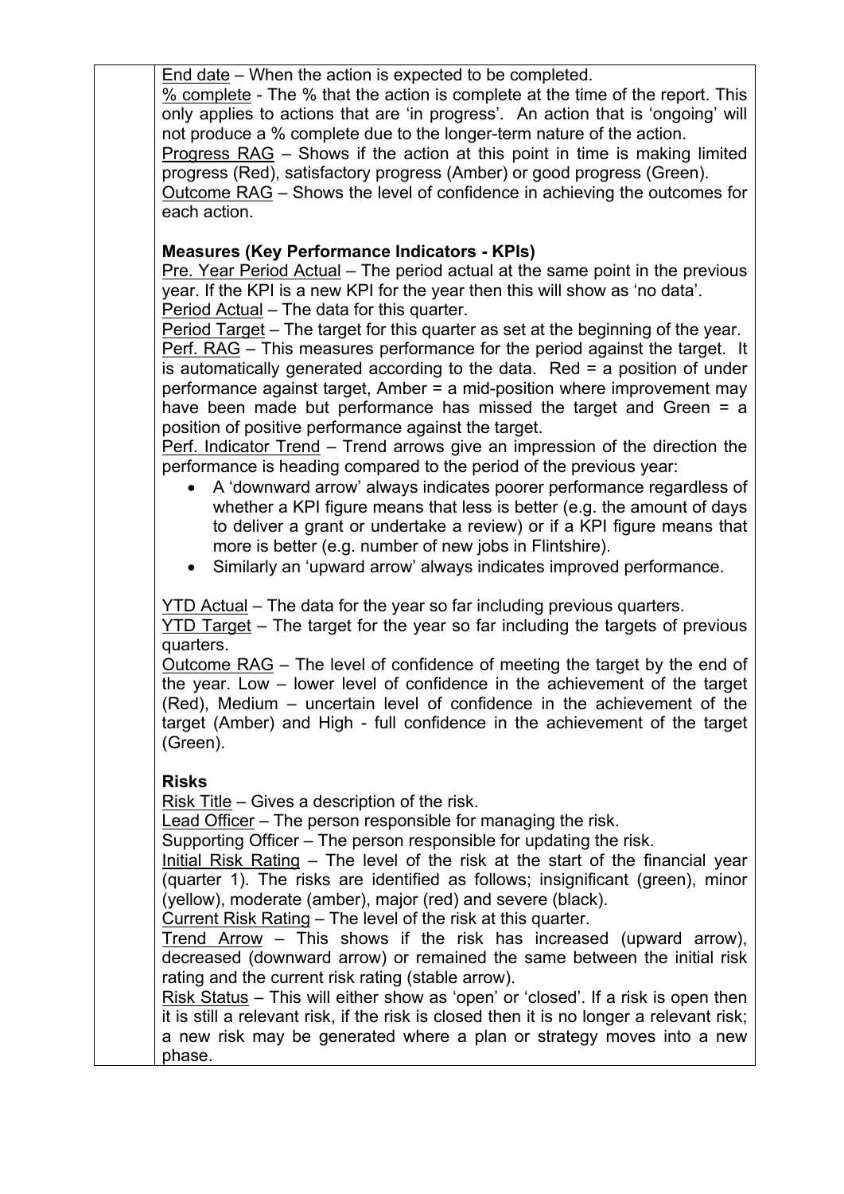End date – When the action is expected to be completed.

% complete - The % that the action is complete at the time of the report. This only applies to actions that are 'in progress'. An action that is 'ongoing' will not produce a % complete due to the longer-term nature of the action.

Progress RAG – Shows if the action at this point in time is making limited progress (Red), satisfactory progress (Amber) or good progress (Green).

Outcome RAG – Shows the level of confidence in achieving the outcomes for each action.

**Measures (Key Performance Indicators - KPIs)**

Pre. Year Period Actual – The period actual at the same point in the previous year. If the KPI is a new KPI for the year then this will show as 'no data'.

Period Actual – The data for this quarter.

Period Target – The target for this quarter as set at the beginning of the year.

Perf. RAG – This measures performance for the period against the target. It is automatically generated according to the data. Red = a position of under performance against target, Amber = a mid-position where improvement may have been made but performance has missed the target and Green = a position of positive performance against the target.

Perf. Indicator Trend – Trend arrows give an impression of the direction the performance is heading compared to the period of the previous year:

- A 'downward arrow' always indicates poorer performance regardless of whether a KPI figure means that less is better (e.g. the amount of days to deliver a grant or undertake a review) or if a KPI figure means that more is better (e.g. number of new jobs in Flintshire).
- Similarly an 'upward arrow' always indicates improved performance.

YTD Actual – The data for the year so far including previous quarters.

YTD Target – The target for the year so far including the targets of previous quarters.

Outcome RAG – The level of confidence of meeting the target by the end of the year. Low – lower level of confidence in the achievement of the target (Red), Medium – uncertain level of confidence in the achievement of the target (Amber) and High - full confidence in the achievement of the target (Green).

**Risks**

Risk Title – Gives a description of the risk.

Lead Officer – The person responsible for managing the risk.

Supporting Officer – The person responsible for updating the risk.

Initial Risk Rating – The level of the risk at the start of the financial year (quarter 1). The risks are identified as follows; insignificant (green), minor (yellow), moderate (amber), major (red) and severe (black).

Current Risk Rating – The level of the risk at this quarter.

Trend Arrow – This shows if the risk has increased (upward arrow), decreased (downward arrow) or remained the same between the initial risk rating and the current risk rating (stable arrow).

Risk Status – This will either show as 'open' or 'closed'. If a risk is open then it is still a relevant risk, if the risk is closed then it is no longer a relevant risk; a new risk may be generated where a plan or strategy moves into a new phase.